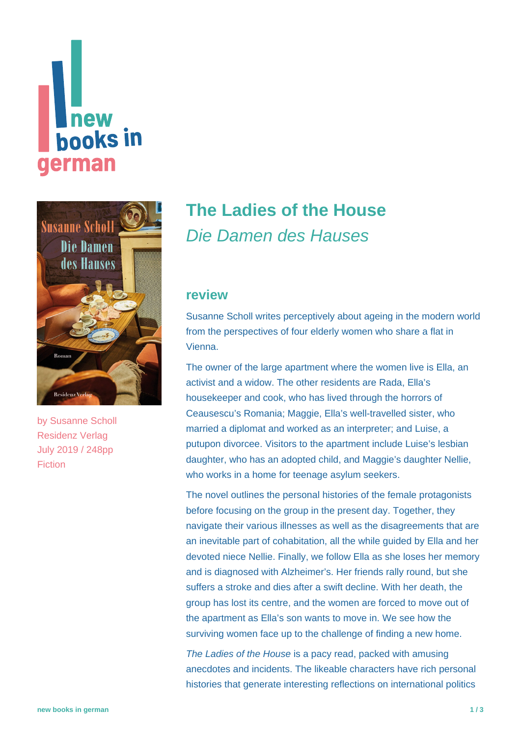# The Ladies of the House

*Die Damen des Hauses*

by Susanne Scholl
Residenz Verlag
July 2019 / 248pp
Fiction

## review

Susanne Scholl writes perceptively about ageing in the modern world from the perspectives of four elderly women who share a flat in Vienna.

The owner of the large apartment where the women live is Ella, an activist and a widow. The other residents are Rada, Ella's housekeeper and cook, who has lived through the horrors of Ceausescu's Romania; Maggie, Ella's well-travelled sister, who married a diplomat and worked as an interpreter; and Luise, a putupon divorcee. Visitors to the apartment include Luise's lesbian daughter, who has an adopted child, and Maggie's daughter Nellie, who works in a home for teenage asylum seekers.

The novel outlines the personal histories of the female protagonists before focusing on the group in the present day. Together, they navigate their various illnesses as well as the disagreements that are an inevitable part of cohabitation, all the while guided by Ella and her devoted niece Nellie. Finally, we follow Ella as she loses her memory and is diagnosed with Alzheimer's. Her friends rally round, but she suffers a stroke and dies after a swift decline. With her death, the group has lost its centre, and the women are forced to move out of the apartment as Ella's son wants to move in. We see how the surviving women face up to the challenge of finding a new home.

*The Ladies of the House* is a pacy read, packed with amusing anecdotes and incidents. The likeable characters have rich personal histories that generate interesting reflections on international politics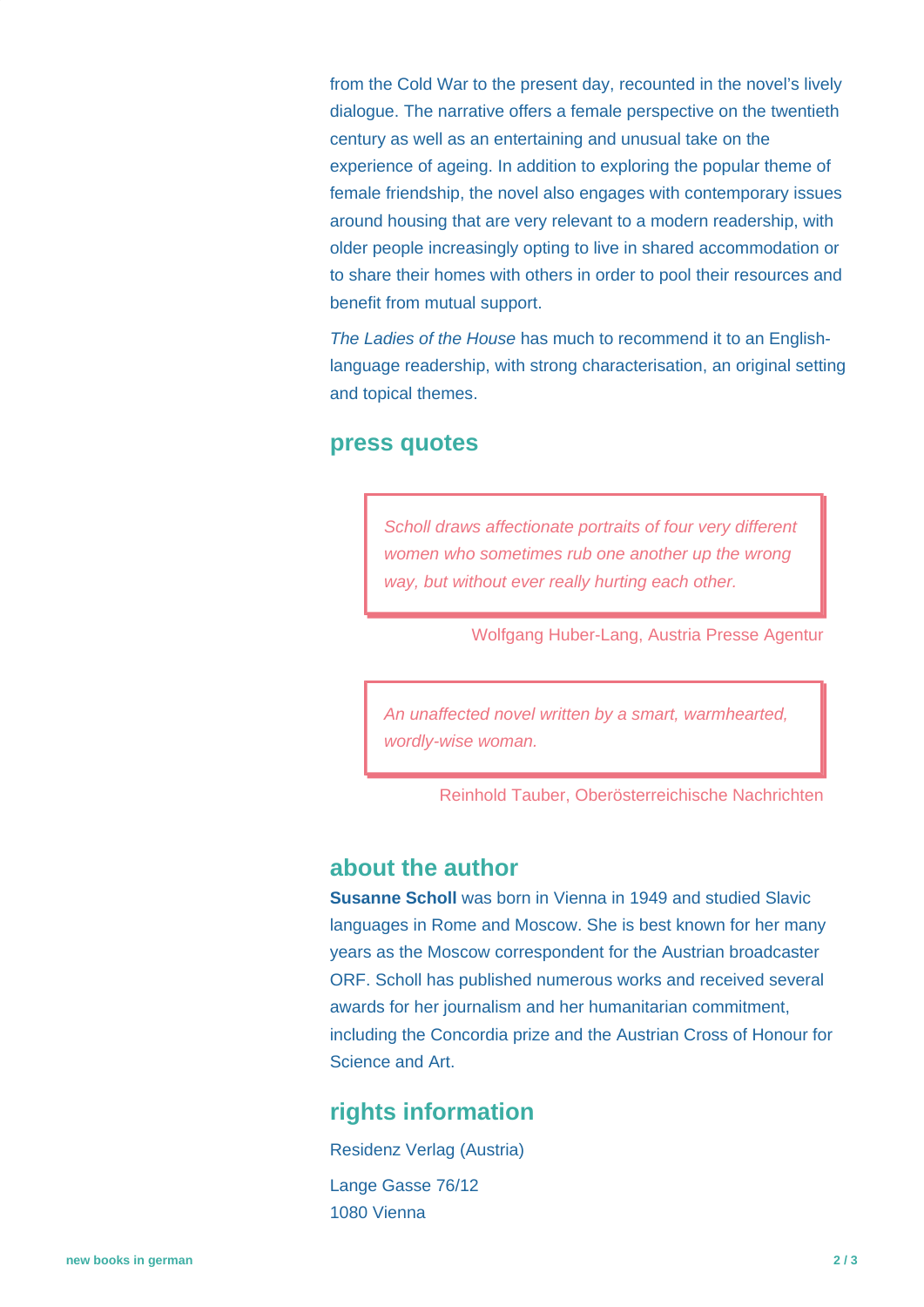from the Cold War to the present day, recounted in the novel's lively dialogue. The narrative offers a female perspective on the twentieth century as well as an entertaining and unusual take on the experience of ageing. In addition to exploring the popular theme of female friendship, the novel also engages with contemporary issues around housing that are very relevant to a modern readership, with older people increasingly opting to live in shared accommodation or to share their homes with others in order to pool their resources and benefit from mutual support.

*The Ladies of the House* has much to recommend it to an English-language readership, with strong characterisation, an original setting and topical themes.

## press quotes

> *Scholl draws affectionate portraits of four very different women who sometimes rub one another up the wrong way, but without ever really hurting each other.*

Wolfgang Huber-Lang, Austria Presse Agentur

> *An unaffected novel written by a smart, warmhearted, wordly-wise woman.*

Reinhold Tauber, Oberösterreichische Nachrichten

## about the author

**Susanne Scholl** was born in Vienna in 1949 and studied Slavic languages in Rome and Moscow. She is best known for her many years as the Moscow correspondent for the Austrian broadcaster ORF. Scholl has published numerous works and received several awards for her journalism and her humanitarian commitment, including the Concordia prize and the Austrian Cross of Honour for Science and Art.

## rights information

Residenz Verlag (Austria)

Lange Gasse 76/12
1080 Vienna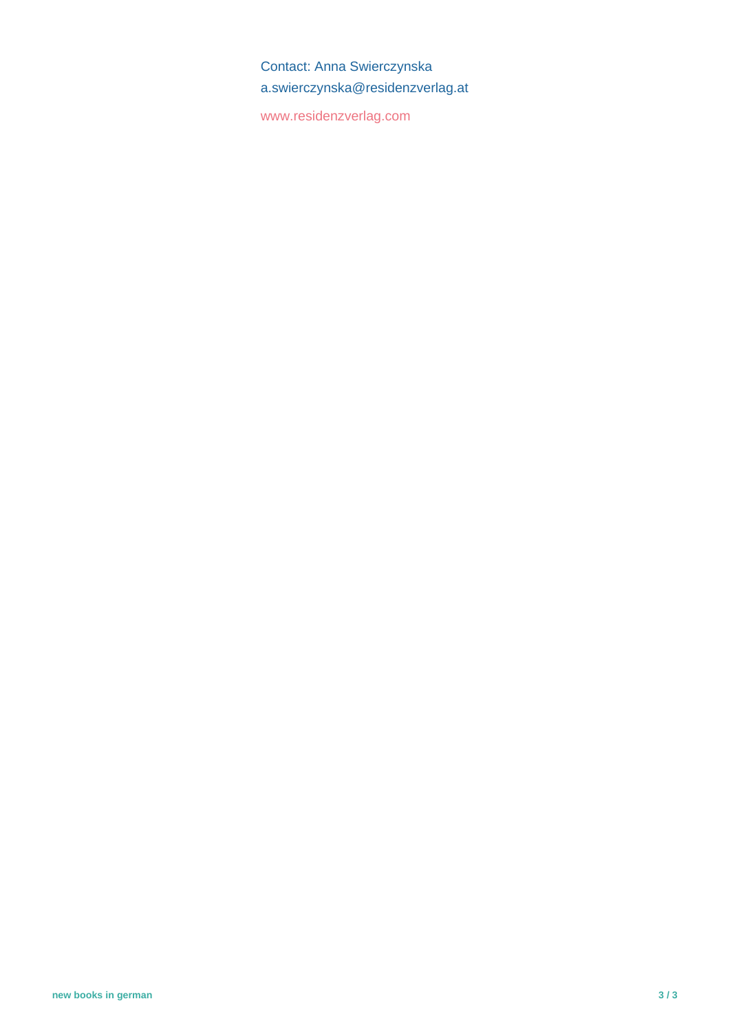Contact: Anna Swierczynska
a.swierczynska@residenzverlag.at

www.residenzverlag.com